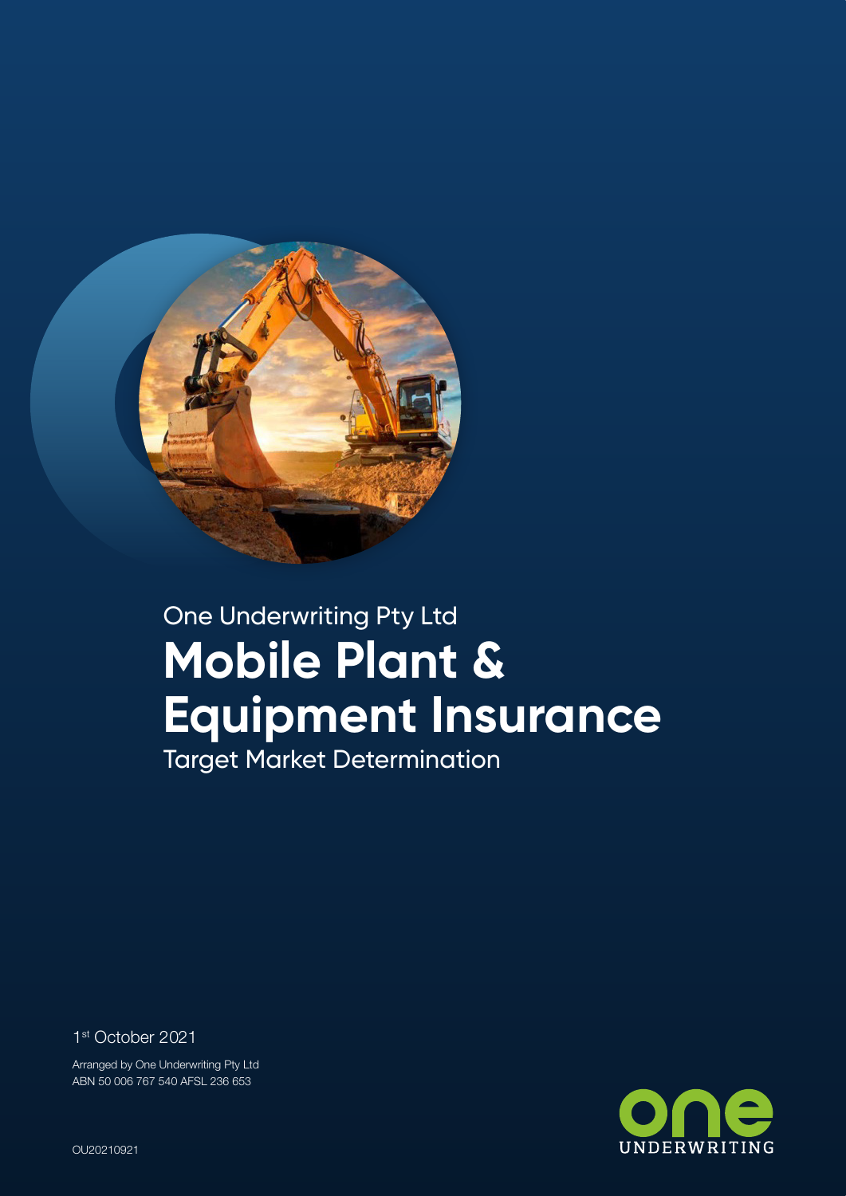One Underwriting Pty Ltd

# Mobile Plant & Equipment Insurance

Target Market Determination

1st October 2021

Arranged by One Underwriting Pty Ltd
ABN 50 006 767 540 AFSL 236 653

OU20210921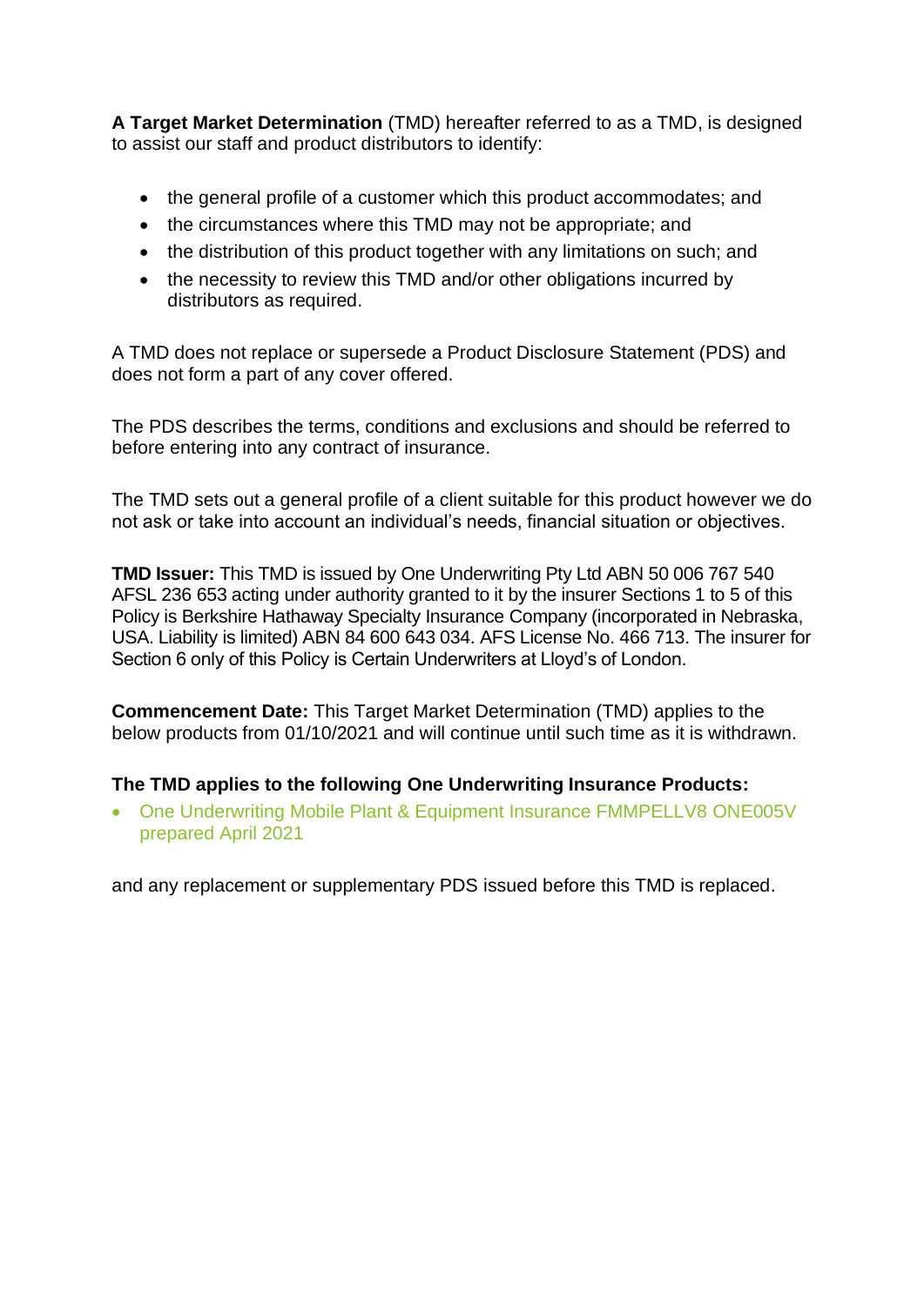**A Target Market Determination** (TMD) hereafter referred to as a TMD, is designed to assist our staff and product distributors to identify:

- the general profile of a customer which this product accommodates; and
- the circumstances where this TMD may not be appropriate; and
- the distribution of this product together with any limitations on such; and
- the necessity to review this TMD and/or other obligations incurred by distributors as required.

A TMD does not replace or supersede a Product Disclosure Statement (PDS) and does not form a part of any cover offered.

The PDS describes the terms, conditions and exclusions and should be referred to before entering into any contract of insurance.

The TMD sets out a general profile of a client suitable for this product however we do not ask or take into account an individual's needs, financial situation or objectives.

**TMD Issuer:** This TMD is issued by One Underwriting Pty Ltd ABN 50 006 767 540 AFSL 236 653 acting under authority granted to it by the insurer Sections 1 to 5 of this Policy is Berkshire Hathaway Specialty Insurance Company (incorporated in Nebraska, USA. Liability is limited) ABN 84 600 643 034. AFS License No. 466 713. The insurer for Section 6 only of this Policy is Certain Underwriters at Lloyd's of London.

**Commencement Date:** This Target Market Determination (TMD) applies to the below products from 01/10/2021 and will continue until such time as it is withdrawn.

**The TMD applies to the following One Underwriting Insurance Products:**

- One Underwriting Mobile Plant & Equipment Insurance FMMPELLV8 ONE005V prepared April 2021

and any replacement or supplementary PDS issued before this TMD is replaced.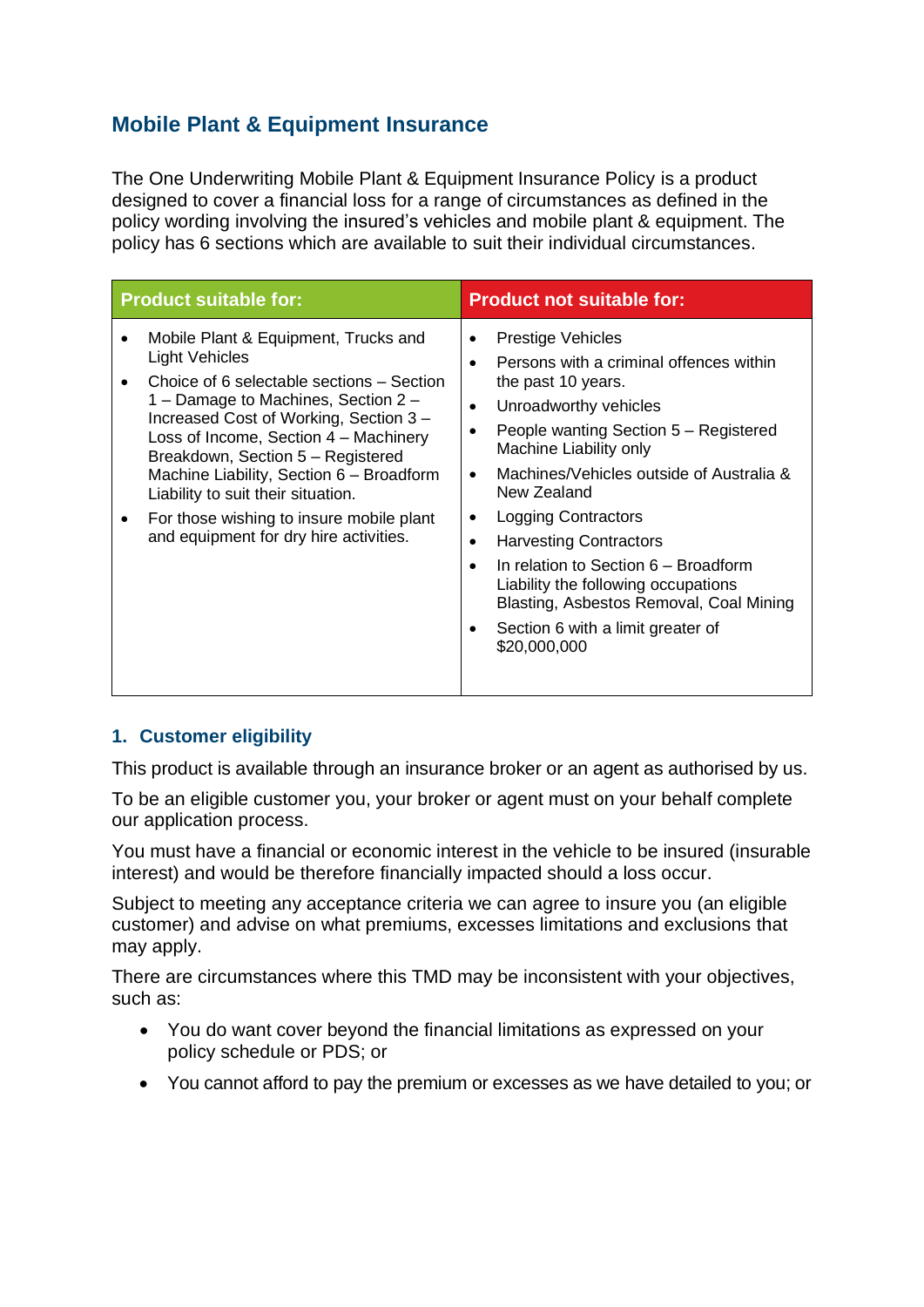## Mobile Plant & Equipment Insurance

The One Underwriting Mobile Plant & Equipment Insurance Policy is a product designed to cover a financial loss for a range of circumstances as defined in the policy wording involving the insured's vehicles and mobile plant & equipment. The policy has 6 sections which are available to suit their individual circumstances.

| Product suitable for: | Product not suitable for: |
| --- | --- |
| • Mobile Plant & Equipment, Trucks and Light Vehicles<br>• Choice of 6 selectable sections – Section 1 – Damage to Machines, Section 2 – Increased Cost of Working, Section 3 – Loss of Income, Section 4 – Machinery Breakdown, Section 5 – Registered Machine Liability, Section 6 – Broadform Liability to suit their situation.<br>• For those wishing to insure mobile plant and equipment for dry hire activities. | • Prestige Vehicles<br>• Persons with a criminal offences within the past 10 years.<br>• Unroadworthy vehicles<br>• People wanting Section 5 – Registered Machine Liability only<br>• Machines/Vehicles outside of Australia & New Zealand<br>• Logging Contractors<br>• Harvesting Contractors<br>• In relation to Section 6 – Broadform Liability the following occupations Blasting, Asbestos Removal, Coal Mining<br>• Section 6 with a limit greater of $20,000,000 |

### 1. Customer eligibility

This product is available through an insurance broker or an agent as authorised by us.

To be an eligible customer you, your broker or agent must on your behalf complete our application process.

You must have a financial or economic interest in the vehicle to be insured (insurable interest) and would be therefore financially impacted should a loss occur.

Subject to meeting any acceptance criteria we can agree to insure you (an eligible customer) and advise on what premiums, excesses limitations and exclusions that may apply.

There are circumstances where this TMD may be inconsistent with your objectives, such as:

- You do want cover beyond the financial limitations as expressed on your policy schedule or PDS; or
- You cannot afford to pay the premium or excesses as we have detailed to you; or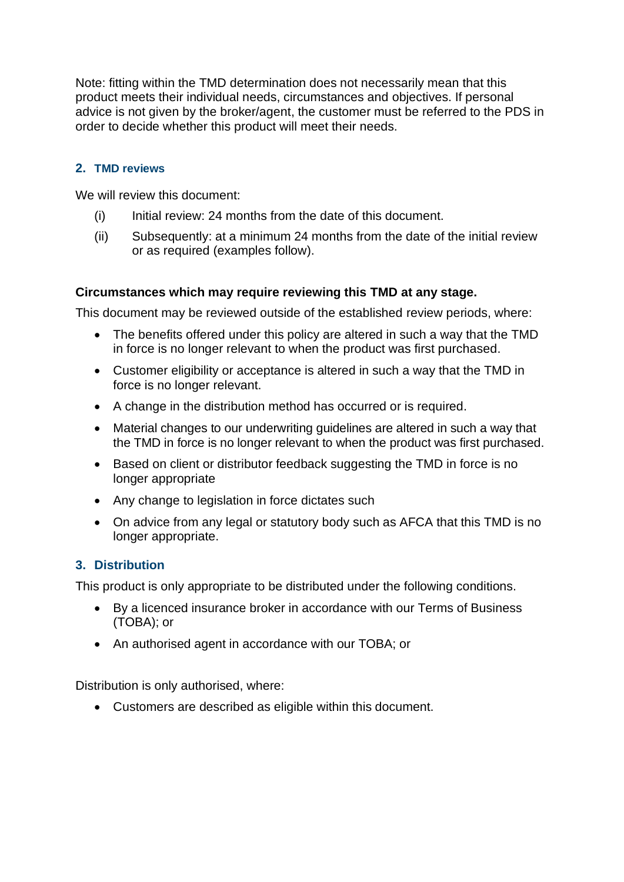Note: fitting within the TMD determination does not necessarily mean that this product meets their individual needs, circumstances and objectives. If personal advice is not given by the broker/agent, the customer must be referred to the PDS in order to decide whether this product will meet their needs.

## 2. TMD reviews

We will review this document:

(i) Initial review: 24 months from the date of this document.

(ii) Subsequently: at a minimum 24 months from the date of the initial review or as required (examples follow).

**Circumstances which may require reviewing this TMD at any stage.**

This document may be reviewed outside of the established review periods, where:

- The benefits offered under this policy are altered in such a way that the TMD in force is no longer relevant to when the product was first purchased.
- Customer eligibility or acceptance is altered in such a way that the TMD in force is no longer relevant.
- A change in the distribution method has occurred or is required.
- Material changes to our underwriting guidelines are altered in such a way that the TMD in force is no longer relevant to when the product was first purchased.
- Based on client or distributor feedback suggesting the TMD in force is no longer appropriate
- Any change to legislation in force dictates such
- On advice from any legal or statutory body such as AFCA that this TMD is no longer appropriate.

## 3. Distribution

This product is only appropriate to be distributed under the following conditions.

- By a licenced insurance broker in accordance with our Terms of Business (TOBA); or
- An authorised agent in accordance with our TOBA; or

Distribution is only authorised, where:

- Customers are described as eligible within this document.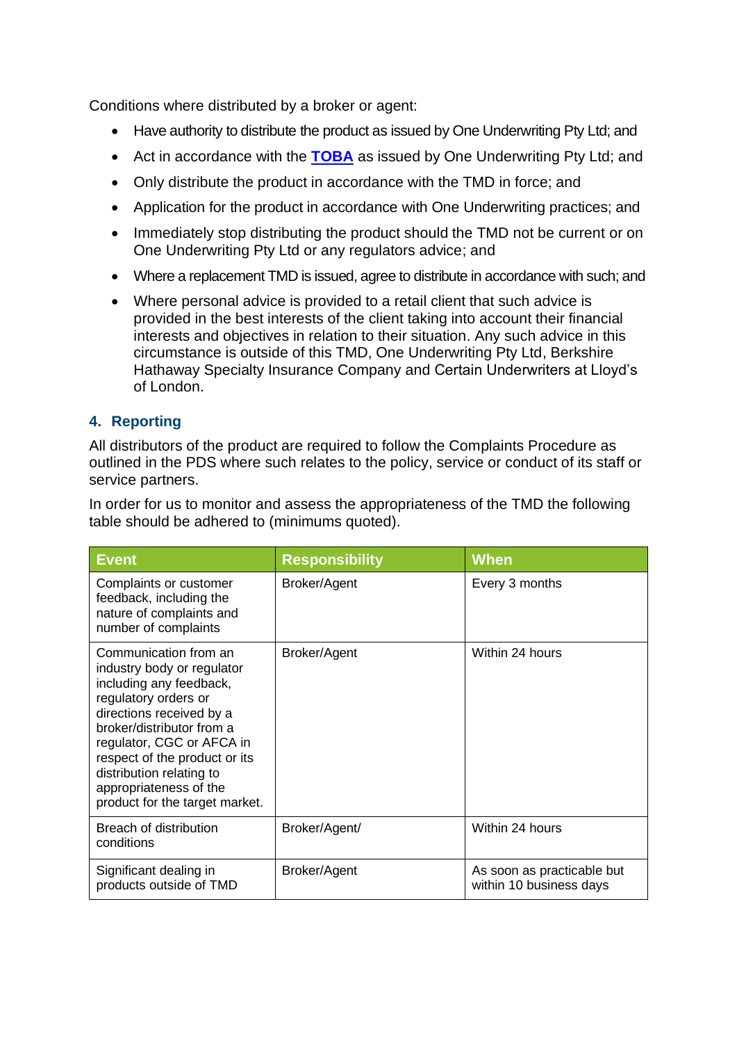Conditions where distributed by a broker or agent:

- Have authority to distribute the product as issued by One Underwriting Pty Ltd; and
- Act in accordance with the **TOBA** as issued by One Underwriting Pty Ltd; and
- Only distribute the product in accordance with the TMD in force; and
- Application for the product in accordance with One Underwriting practices; and
- Immediately stop distributing the product should the TMD not be current or on One Underwriting Pty Ltd or any regulators advice; and
- Where a replacement TMD is issued, agree to distribute in accordance with such; and
- Where personal advice is provided to a retail client that such advice is provided in the best interests of the client taking into account their financial interests and objectives in relation to their situation. Any such advice in this circumstance is outside of this TMD, One Underwriting Pty Ltd, Berkshire Hathaway Specialty Insurance Company and Certain Underwriters at Lloyd's of London.

## 4. Reporting

All distributors of the product are required to follow the Complaints Procedure as outlined in the PDS where such relates to the policy, service or conduct of its staff or service partners.

In order for us to monitor and assess the appropriateness of the TMD the following table should be adhered to (minimums quoted).

| Event | Responsibility | When |
|---|---|---|
| Complaints or customer feedback, including the nature of complaints and number of complaints | Broker/Agent | Every 3 months |
| Communication from an industry body or regulator including any feedback, regulatory orders or directions received by a broker/distributor from a regulator, CGC or AFCA in respect of the product or its distribution relating to appropriateness of the product for the target market. | Broker/Agent | Within 24 hours |
| Breach of distribution conditions | Broker/Agent/ | Within 24 hours |
| Significant dealing in products outside of TMD | Broker/Agent | As soon as practicable but within 10 business days |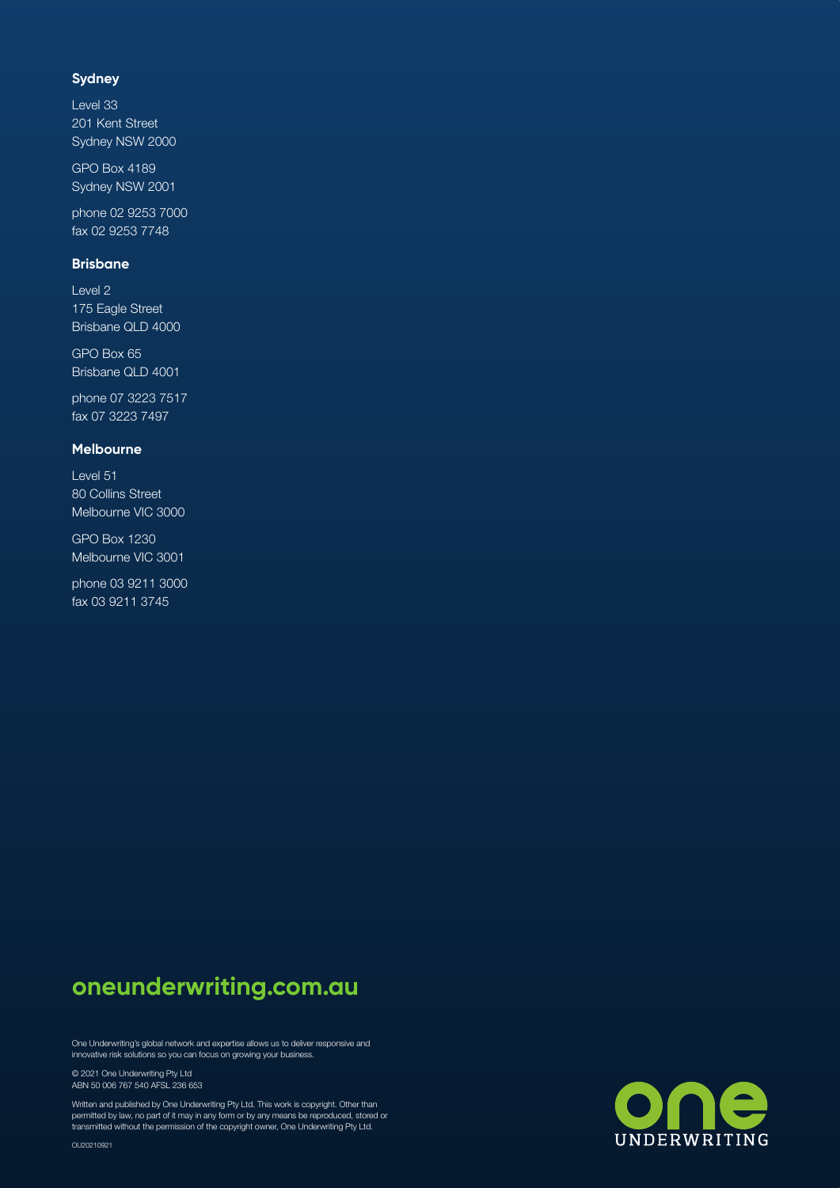## Sydney

Level 33
201 Kent Street
Sydney NSW 2000

GPO Box 4189
Sydney NSW 2001

phone 02 9253 7000
fax 02 9253 7748

## Brisbane

Level 2
175 Eagle Street
Brisbane QLD 4000

GPO Box 65
Brisbane QLD 4001

phone 07 3223 7517
fax 07 3223 7497

## Melbourne

Level 51
80 Collins Street
Melbourne VIC 3000

GPO Box 1230
Melbourne VIC 3001

phone 03 9211 3000
fax 03 9211 3745

**oneunderwriting.com.au**

One Underwriting's global network and expertise allows us to deliver responsive and innovative risk solutions so you can focus on growing your business.

© 2021 One Underwriting Pty Ltd
ABN 50 006 767 540 AFSL 236 653

Written and published by One Underwriting Pty Ltd. This work is copyright. Other than permitted by law, no part of it may in any form or by any means be reproduced, stored or transmitted without the permission of the copyright owner, One Underwriting Pty Ltd.

OU20210921

one UNDERWRITING